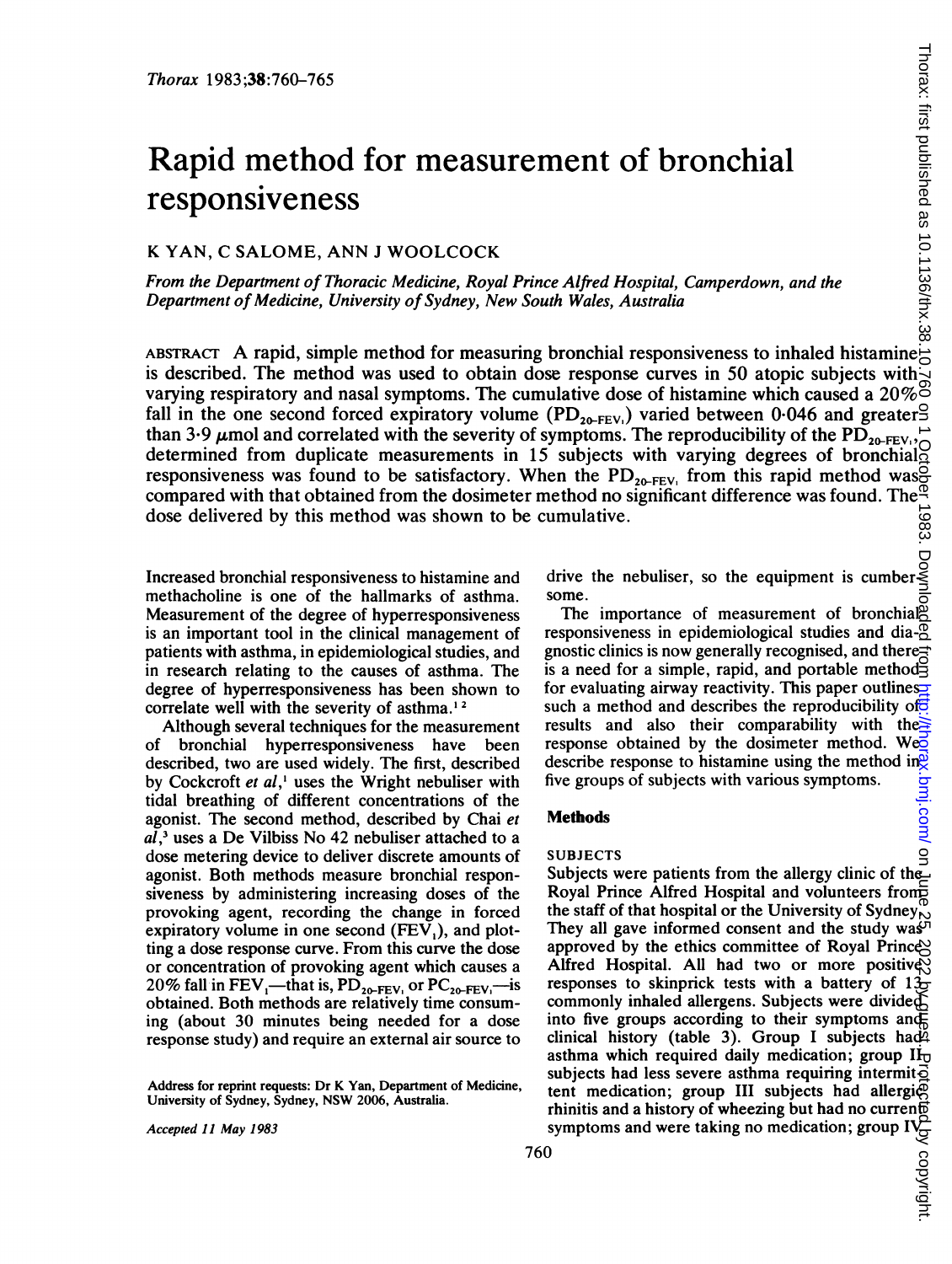# Rapid method for measurement of bronchial responsiveness

K YAN, C SALOME, ANN J WOOLCOCK

*From the Department of Thoracic Medicine, Royal Prince Alfred Hospital, Camperdown, and the Department of Medicine, University of Sydney, New South Wales, Australia*

ABSTRACT A rapid, simple method for measuring bronchial responsiveness to inhaled histamine is described. The method was used to obtain dose response curves in 50 atopic subjects with varying respiratory and nasal symptoms. The cumulative dose of histamine which caused a 20% fall in the one second forced expiratory volume ($PD_{20\text{-}FEV_1}$) varied between 0·046 and greater than 3·9 μmol and correlated with the severity of symptoms. The reproducibility of the $PD_{20\text{-}FEV_1}$, determined from duplicate measurements in 15 subjects with varying degrees of bronchial responsiveness was found to be satisfactory. When the $PD_{20\text{-}FEV_1}$ from this rapid method was compared with that obtained from the dosimeter method no significant difference was found. The dose delivered by this method was shown to be cumulative.

Increased bronchial responsiveness to histamine and methacholine is one of the hallmarks of asthma. Measurement of the degree of hyperresponsiveness is an important tool in the clinical management of patients with asthma, in epidemiological studies, and in research relating to the causes of asthma. The degree of hyperresponsiveness has been shown to correlate well with the severity of asthma.[1 2]

Although several techniques for the measurement of bronchial hyperresponsiveness have been described, two are used widely. The first, described by Cockcroft *et al*,[1] uses the Wright nebuliser with tidal breathing of different concentrations of the agonist. The second method, described by Chai *et al*,[3] uses a De Vilbiss No 42 nebuliser attached to a dose metering device to deliver discrete amounts of agonist. Both methods measure bronchial responsiveness by administering increasing doses of the provoking agent, recording the change in forced expiratory volume in one second ($FEV_1$), and plotting a dose response curve. From this curve the dose or concentration of provoking agent which causes a 20% fall in $FEV_1$—that is, $PD_{20\text{-}FEV_1}$ or $PC_{20\text{-}FEV_1}$—is obtained. Both methods are relatively time consuming (about 30 minutes being needed for a dose response study) and require an external air source to drive the nebuliser, so the equipment is cumbersome.

The importance of measurement of bronchial responsiveness in epidemiological studies and diagnostic clinics is now generally recognised, and there is a need for a simple, rapid, and portable method for evaluating airway reactivity. This paper outlines such a method and describes the reproducibility of results and also their comparability with the response obtained by the dosimeter method. We describe response to histamine using the method in five groups of subjects with various symptoms.

## Methods

### SUBJECTS

Subjects were patients from the allergy clinic of the Royal Prince Alfred Hospital and volunteers from the staff of that hospital or the University of Sydney. They all gave informed consent and the study was approved by the ethics committee of Royal Prince Alfred Hospital. All had two or more positive responses to skinprick tests with a battery of 13 commonly inhaled allergens. Subjects were divided into five groups according to their symptoms and clinical history (table 3). Group I subjects had asthma which required daily medication; group II subjects had less severe asthma requiring intermittent medication; group III subjects had allergic rhinitis and a history of wheezing but had no current symptoms and were taking no medication; group IV

Address for reprint requests: Dr K Yan, Department of Medicine, University of Sydney, Sydney, NSW 2006, Australia.

*Accepted 11 May 1983*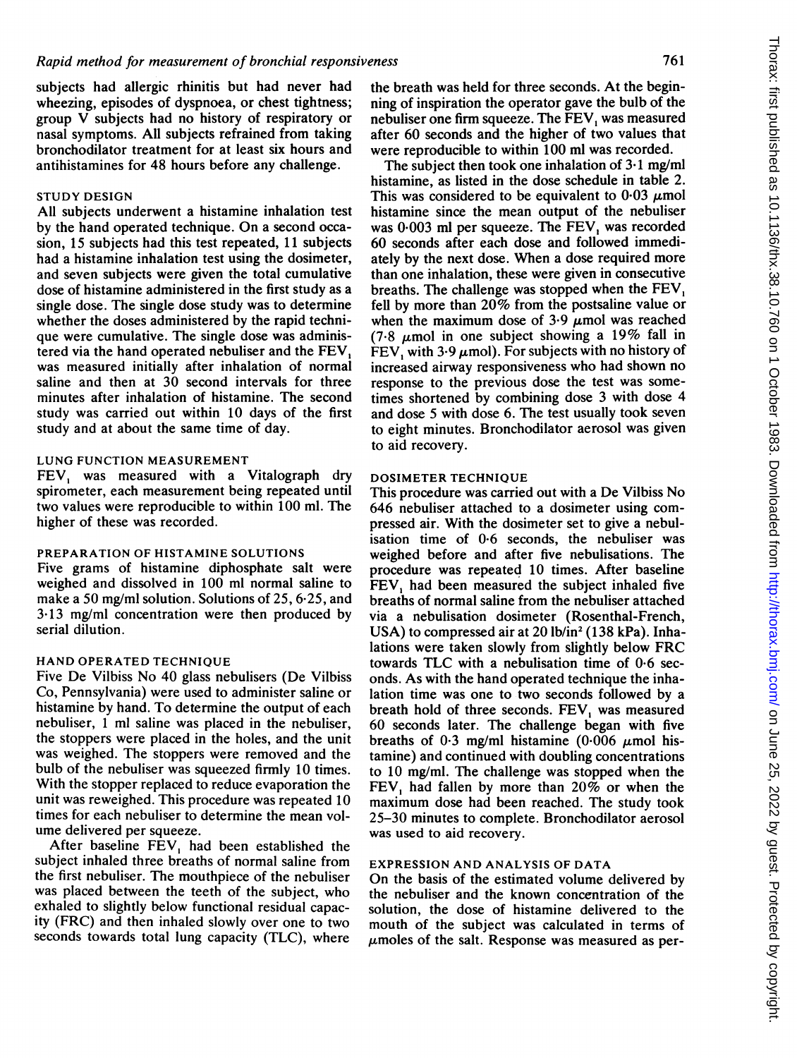subjects had allergic rhinitis but had never had wheezing, episodes of dyspnoea, or chest tightness; group V subjects had no history of respiratory or nasal symptoms. All subjects refrained from taking bronchodilator treatment for at least six hours and antihistamines for 48 hours before any challenge.

### STUDY DESIGN

All subjects underwent a histamine inhalation test by the hand operated technique. On a second occasion, 15 subjects had this test repeated, 11 subjects had a histamine inhalation test using the dosimeter, and seven subjects were given the total cumulative dose of histamine administered in the first study as a single dose. The single dose study was to determine whether the doses administered by the rapid technique were cumulative. The single dose was administered via the hand operated nebuliser and the $FEV_1$ was measured initially after inhalation of normal saline and then at 30 second intervals for three minutes after inhalation of histamine. The second study was carried out within 10 days of the first study and at about the same time of day.

### LUNG FUNCTION MEASUREMENT

$FEV_1$ was measured with a Vitalograph dry spirometer, each measurement being repeated until two values were reproducible to within 100 ml. The higher of these was recorded.

### PREPARATION OF HISTAMINE SOLUTIONS

Five grams of histamine diphosphate salt were weighed and dissolved in 100 ml normal saline to make a 50 mg/ml solution. Solutions of 25, 6·25, and 3·13 mg/ml concentration were then produced by serial dilution.

### HAND OPERATED TECHNIQUE

Five De Vilbiss No 40 glass nebulisers (De Vilbiss Co, Pennsylvania) were used to administer saline or histamine by hand. To determine the output of each nebuliser, 1 ml saline was placed in the nebuliser, the stoppers were placed in the holes, and the unit was weighed. The stoppers were removed and the bulb of the nebuliser was squeezed firmly 10 times. With the stopper replaced to reduce evaporation the unit was reweighed. This procedure was repeated 10 times for each nebuliser to determine the mean volume delivered per squeeze.

After baseline $FEV_1$ had been established the subject inhaled three breaths of normal saline from the first nebuliser. The mouthpiece of the nebuliser was placed between the teeth of the subject, who exhaled to slightly below functional residual capacity (FRC) and then inhaled slowly over one to two seconds towards total lung capacity (TLC), where the breath was held for three seconds. At the beginning of inspiration the operator gave the bulb of the nebuliser one firm squeeze. The $FEV_1$ was measured after 60 seconds and the higher of two values that were reproducible to within 100 ml was recorded.

The subject then took one inhalation of 3·1 mg/ml histamine, as listed in the dose schedule in table 2. This was considered to be equivalent to 0·03 $\mu$mol histamine since the mean output of the nebuliser was 0·003 ml per squeeze. The $FEV_1$ was recorded 60 seconds after each dose and followed immediately by the next dose. When a dose required more than one inhalation, these were given in consecutive breaths. The challenge was stopped when the $FEV_1$ fell by more than 20% from the postsaline value or when the maximum dose of 3·9 $\mu$mol was reached (7·8 $\mu$mol in one subject showing a 19% fall in $FEV_1$ with 3·9 $\mu$mol). For subjects with no history of increased airway responsiveness who had shown no response to the previous dose the test was sometimes shortened by combining dose 3 with dose 4 and dose 5 with dose 6. The test usually took seven to eight minutes. Bronchodilator aerosol was given to aid recovery.

### DOSIMETER TECHNIQUE

This procedure was carried out with a De Vilbiss No 646 nebuliser attached to a dosimeter using compressed air. With the dosimeter set to give a nebulisation time of 0·6 seconds, the nebuliser was weighed before and after five nebulisations. The procedure was repeated 10 times. After baseline $FEV_1$ had been measured the subject inhaled five breaths of normal saline from the nebuliser attached via a nebulisation dosimeter (Rosenthal-French, USA) to compressed air at 20 lb/in² (138 kPa). Inhalations were taken slowly from slightly below FRC towards TLC with a nebulisation time of 0·6 seconds. As with the hand operated technique the inhalation time was one to two seconds followed by a breath hold of three seconds. $FEV_1$ was measured 60 seconds later. The challenge began with five breaths of 0·3 mg/ml histamine (0·006 $\mu$mol histamine) and continued with doubling concentrations to 10 mg/ml. The challenge was stopped when the $FEV_1$ had fallen by more than 20% or when the maximum dose had been reached. The study took 25–30 minutes to complete. Bronchodilator aerosol was used to aid recovery.

### EXPRESSION AND ANALYSIS OF DATA

On the basis of the estimated volume delivered by the nebuliser and the known concentration of the solution, the dose of histamine delivered to the mouth of the subject was calculated in terms of $\mu$moles of the salt. Response was measured as per-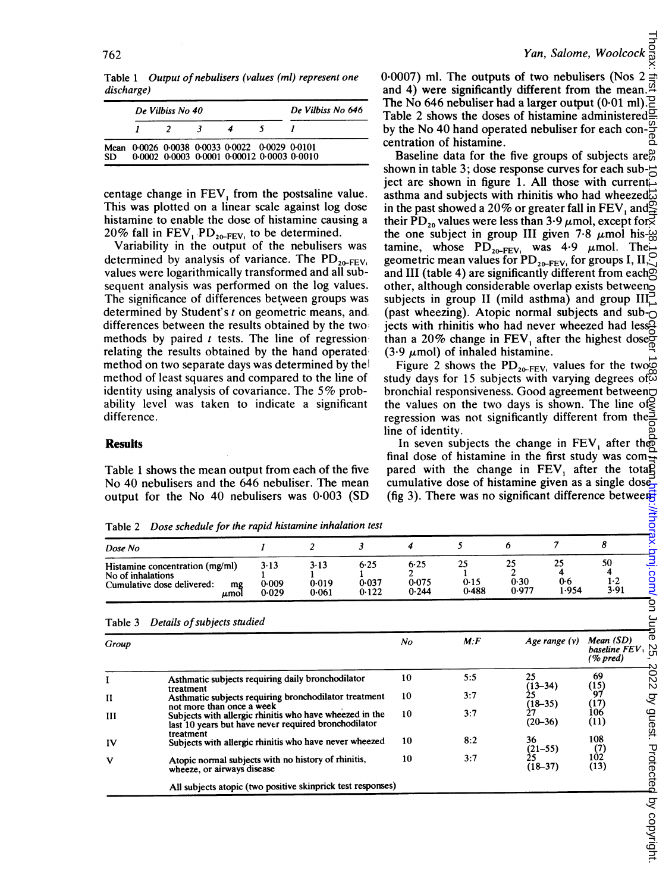Table 1 *Output of nebulisers (values (ml) represent one discharge)*

| | De Vilbiss No 40 | | | | | De Vilbiss No 646 |
|---|---|---|---|---|---|---|
| | 1 | 2 | 3 | 4 | 5 | 1 |
| Mean | 0·0026 | 0·0038 | 0·0033 | 0·0022 | 0·0029 | 0·0101 |
| SD | 0·0002 | 0·0003 | 0·0001 | 0·00012 | 0·0003 | 0·0010 |

centage change in $FEV_1$ from the postsaline value. This was plotted on a linear scale against log dose histamine to enable the dose of histamine causing a 20% fall in $FEV_1$ $PD_{20\text{-}FEV_1}$ to be determined.

Variability in the output of the nebulisers was determined by analysis of variance. The $PD_{20\text{-}FEV_1}$ values were logarithmically transformed and all subsequent analysis was performed on the log values. The significance of differences between groups was determined by Student's *t* on geometric means, and differences between the results obtained by the two methods by paired *t* tests. The line of regression relating the results obtained by the hand operated method on two separate days was determined by the method of least squares and compared to the line of identity using analysis of covariance. The 5% probability level was taken to indicate a significant difference.

## Results

Table 1 shows the mean output from each of the five No 40 nebulisers and the 646 nebuliser. The mean output for the No 40 nebulisers was 0·003 (SD 0·0007) ml. The outputs of two nebulisers (Nos 2 and 4) were significantly different from the mean. The No 646 nebuliser had a larger output (0·01 ml). Table 2 shows the doses of histamine administered by the No 40 hand operated nebuliser for each concentration of histamine.

Baseline data for the five groups of subjects are shown in table 3; dose response curves for each subject are shown in figure 1. All those with current asthma and subjects with rhinitis who had wheezed in the past showed a 20% or greater fall in $FEV_1$ and their $PD_{20}$ values were less than 3·9 μmol, except for the one subject in group III given 7·8 μmol histamine, whose $PD_{20\text{-}FEV_1}$ was 4·9 μmol. The geometric mean values for $PD_{20\text{-}FEV_1}$ for groups I, II, and III (table 4) are significantly different from each other, although considerable overlap exists between subjects in group II (mild asthma) and group III (past wheezing). Atopic normal subjects and subjects with rhinitis who had never wheezed had less than a 20% change in $FEV_1$ after the highest dose (3·9 μmol) of inhaled histamine.

Figure 2 shows the $PD_{20\text{-}FEV_1}$ values for the two study days for 15 subjects with varying degrees of bronchial responsiveness. Good agreement between the values on the two days is shown. The line of regression was not significantly different from the line of identity.

In seven subjects the change in $FEV_1$ after the final dose of histamine in the first study was compared with the change in $FEV_1$ after the total cumulative dose of histamine given as a single dose (fig 3). There was no significant difference between

Table 2 *Dose schedule for the rapid histamine inhalation test*

| Dose No | | 1 | 2 | 3 | 4 | 5 | 6 | 7 | 8 |
|---|---|---|---|---|---|---|---|---|---|
| Histamine concentration (mg/ml) | | 3·13 | 3·13 | 6·25 | 6·25 | 25 | 25 | 25 | 50 |
| No of inhalations | | 1 | 1 | 1 | 2 | 1 | 2 | 4 | 4 |
| Cumulative dose delivered: | mg | 0·009 | 0·019 | 0·037 | 0·075 | 0·15 | 0·30 | 0·6 | 1·2 |
| | μmol | 0·029 | 0·061 | 0·122 | 0·244 | 0·488 | 0·977 | 1·954 | 3·91 |

Table 3 *Details of subjects studied*

| Group | | No | M:F | Age range (y) | Mean (SD) baseline $FEV_1$ (% pred) |
|---|---|---|---|---|---|
| I | Asthmatic subjects requiring daily bronchodilator treatment | 10 | 5:5 | 25 (13–34) | 69 (15) |
| II | Asthmatic subjects requiring bronchodilator treatment not more than once a week | 10 | 3:7 | 25 (18–35) | 97 (17) |
| III | Subjects with allergic rhinitis who have wheezed in the last 10 years but have never required bronchodilator treatment | 10 | 3:7 | 27 (20–36) | 106 (11) |
| IV | Subjects with allergic rhinitis who have never wheezed | 10 | 8:2 | 36 (21–55) | 108 (7) |
| V | Atopic normal subjects with no history of rhinitis, wheeze, or airways disease | 10 | 3:7 | 25 (18–37) | 102 (13) |
| | All subjects atopic (two positive skinprick test responses) | | | | |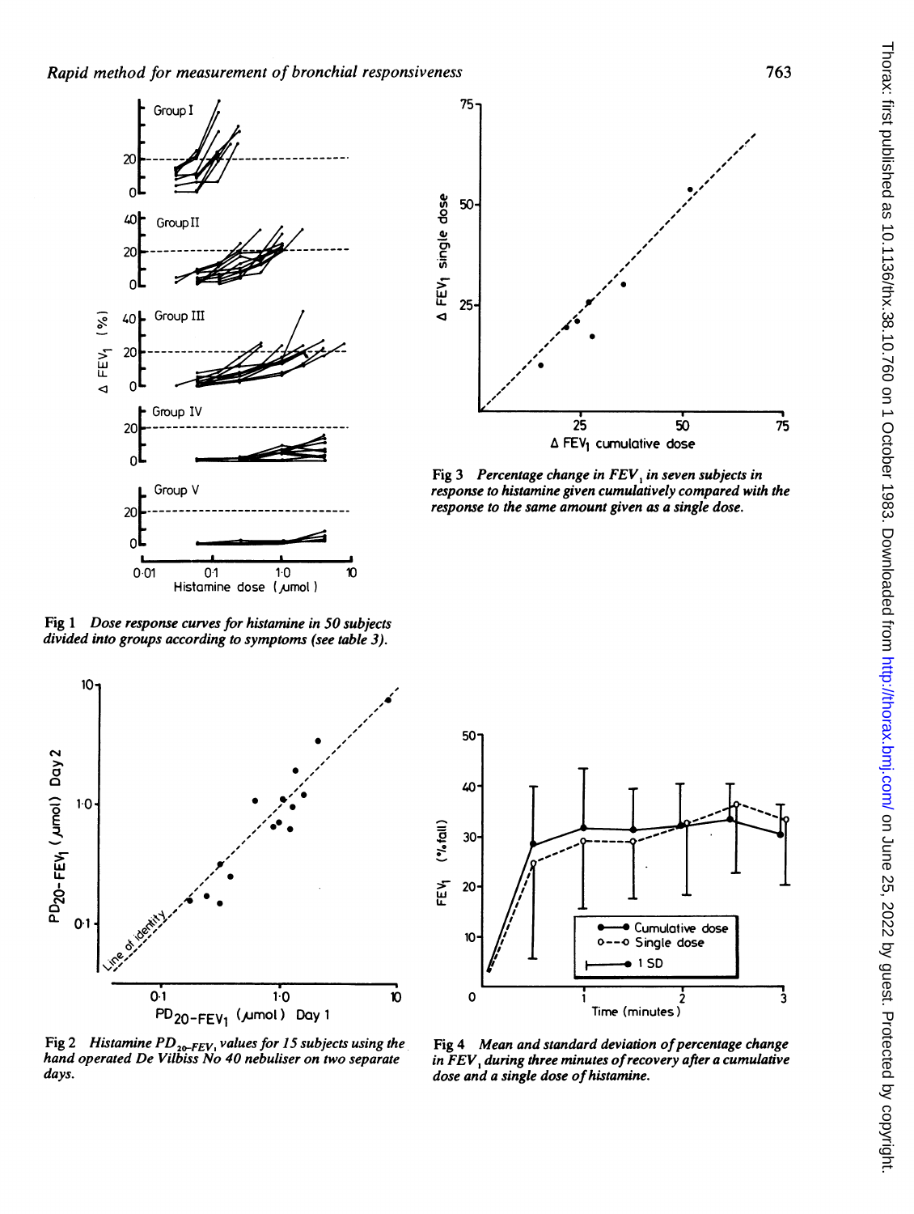Fig 1 *Dose response curves for histamine in 50 subjects divided into groups according to symptoms (see table 3).*

Fig 3 *Percentage change in $FEV_1$ in seven subjects in response to histamine given cumulatively compared with the response to the same amount given as a single dose.*

Fig 2 *Histamine $PD_{20\text{-}FEV_1}$ values for 15 subjects using the hand operated De Vilbiss No 40 nebuliser on two separate days.*

Fig 4 *Mean and standard deviation of percentage change in $FEV_1$ during three minutes of recovery after a cumulative dose and a single dose of histamine.*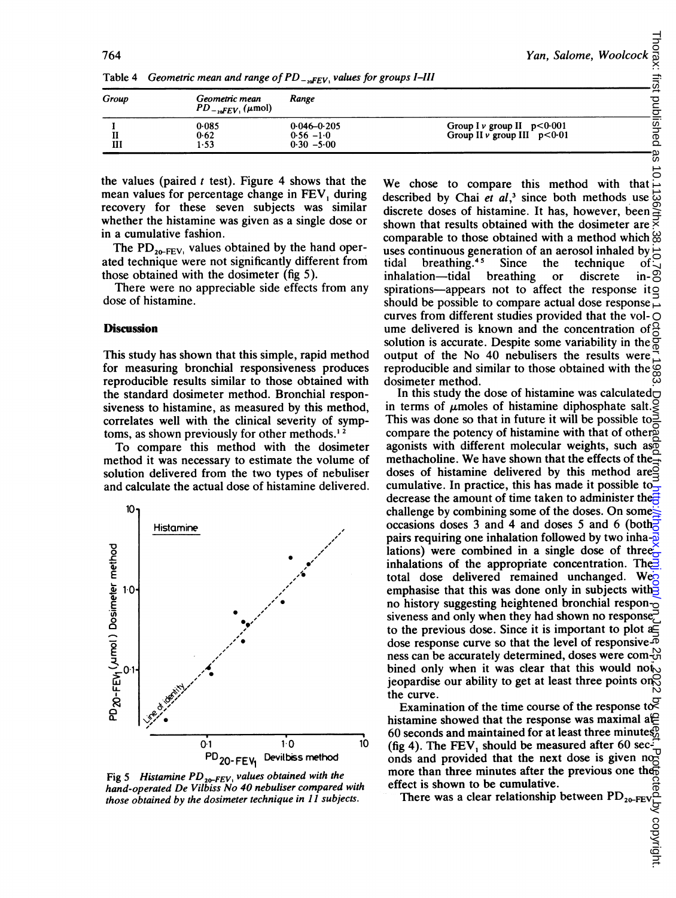Table 4 *Geometric mean and range of $PD_{-20FEV_1}$ values for groups I–III*

| Group | Geometric mean $PD_{-20FEV_1}$ (μmol) | Range | |
|---|---|---|---|
| I | 0·085 | 0·046–0·205 | Group I v group II p<0·001 |
| II | 0·62 | 0·56 –1·0 | Group II v group III p<0·01 |
| III | 1·53 | 0·30 –5·00 | |

the values (paired *t* test). Figure 4 shows that the mean values for percentage change in $FEV_1$ during recovery for these seven subjects was similar whether the histamine was given as a single dose or in a cumulative fashion.

The $PD_{20\text{-}FEV_1}$ values obtained by the hand operated technique were not significantly different from those obtained with the dosimeter (fig 5).

There were no appreciable side effects from any dose of histamine.

## Discussion

This study has shown that this simple, rapid method for measuring bronchial responsiveness produces reproducible results similar to those obtained with the standard dosimeter method. Bronchial responsiveness to histamine, as measured by this method, correlates well with the clinical severity of symptoms, as shown previously for other methods.[1 2]

To compare this method with the dosimeter method it was necessary to estimate the volume of solution delivered from the two types of nebuliser and calculate the actual dose of histamine delivered.

Fig 5 *Histamine $PD_{20\text{-}FEV_1}$ values obtained with the hand-operated De Vilbiss No 40 nebuliser compared with those obtained by the dosimeter technique in 11 subjects.*

We chose to compare this method with that described by Chai *et al*,[3] since both methods use discrete doses of histamine. It has, however, been shown that results obtained with the dosimeter are comparable to those obtained with a method which uses continuous generation of an aerosol inhaled by tidal breathing.[4 5] Since the technique of inhalation—tidal breathing or discrete inspirations—appears not to affect the response it should be possible to compare actual dose response curves from different studies provided that the volume delivered is known and the concentration of solution is accurate. Despite some variability in the output of the No 40 nebulisers the results were reproducible and similar to those obtained with the dosimeter method.

In this study the dose of histamine was calculated in terms of μmoles of histamine diphosphate salt. This was done so that in future it will be possible to compare the potency of histamine with that of other agonists with different molecular weights, such as methacholine. We have shown that the effects of the doses of histamine delivered by this method are cumulative. In practice, this has made it possible to decrease the amount of time taken to administer the challenge by combining some of the doses. On some occasions doses 3 and 4 and doses 5 and 6 (both pairs requiring one inhalation followed by two inhalations) were combined in a single dose of three inhalations of the appropriate concentration. The total dose delivered remained unchanged. We emphasise that this was done only in subjects with no history suggesting heightened bronchial responsiveness and only when they had shown no response to the previous dose. Since it is important to plot a dose response curve so that the level of responsiveness can be accurately determined, doses were combined only when it was clear that this would not jeopardise our ability to get at least three points on the curve.

Examination of the time course of the response to histamine showed that the response was maximal at 60 seconds and maintained for at least three minutes (fig 4). The $FEV_1$ should be measured after 60 seconds and provided that the next dose is given no more than three minutes after the previous one the effect is shown to be cumulative.

There was a clear relationship between $PD_{20\text{-}FEV_1}$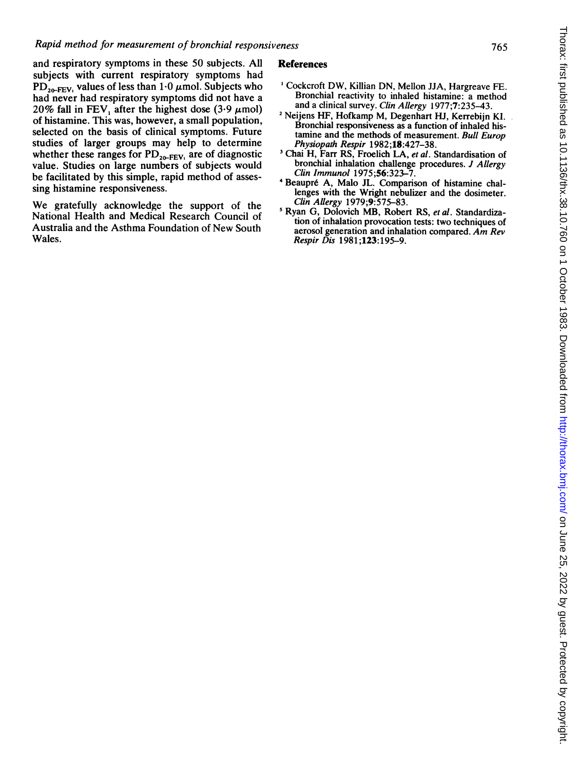and respiratory symptoms in these 50 subjects. All subjects with current respiratory symptoms had $PD_{20\text{-}FEV_1}$ values of less than 1·0 μmol. Subjects who had never had respiratory symptoms did not have a 20% fall in $FEV_1$ after the highest dose (3·9 μmol) of histamine. This was, however, a small population, selected on the basis of clinical symptoms. Future studies of larger groups may help to determine whether these ranges for $PD_{20\text{-}FEV_1}$ are of diagnostic value. Studies on large numbers of subjects would be facilitated by this simple, rapid method of assessing histamine responsiveness.

We gratefully acknowledge the support of the National Health and Medical Research Council of Australia and the Asthma Foundation of New South Wales.

## References

[1] Cockcroft DW, Killian DN, Mellon JJA, Hargreave FE. Bronchial reactivity to inhaled histamine: a method and a clinical survey. *Clin Allergy* 1977;**7**:235–43.

[2] Neijens HF, Hofkamp M, Degenhart HJ, Kerrebijn KI. Bronchial responsiveness as a function of inhaled histamine and the methods of measurement. *Bull Europ Physiopath Respir* 1982;**18**:427–38.

[3] Chai H, Farr RS, Froelich LA, *et al*. Standardisation of bronchial inhalation challenge procedures. *J Allergy Clin Immunol* 1975;**56**:323–7.

[4] Beaupré A, Malo JL. Comparison of histamine challenges with the Wright nebulizer and the dosimeter. *Clin Allergy* 1979;**9**:575–83.

[5] Ryan G, Dolovich MB, Robert RS, *et al*. Standardization of inhalation provocation tests: two techniques of aerosol generation and inhalation compared. *Am Rev Respir Dis* 1981;**123**:195–9.